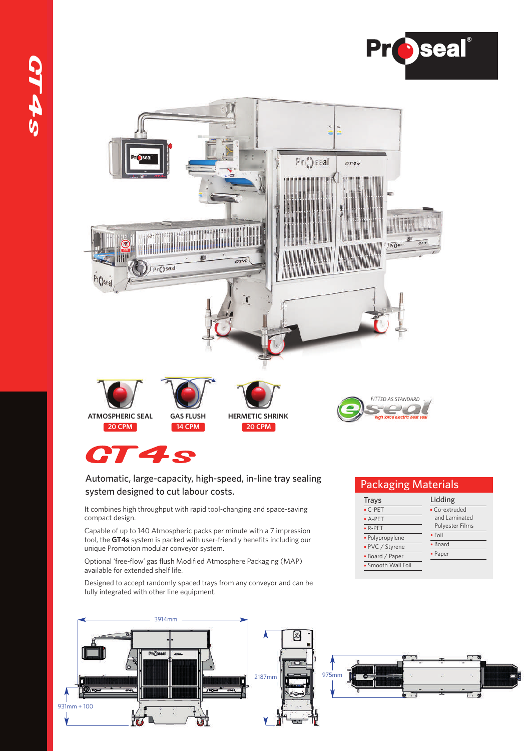# GT4s

ATMOSPHERIC SEAL
20 CPM

GAS FLUSH
14 CPM

HERMETIC SHRINK
20 CPM

FITTED AS STANDARD
eseal
high force electric heat seal

## GT4s

Automatic, large-capacity, high-speed, in-line tray sealing system designed to cut labour costs.

It combines high throughput with rapid tool-changing and space-saving compact design.

Capable of up to 140 Atmospheric packs per minute with a 7 impression tool, the **GT4s** system is packed with user-friendly benefits including our unique Promotion modular conveyor system.

Optional 'free-flow' gas flush Modified Atmosphere Packaging (MAP) available for extended shelf life.

Designed to accept randomly spaced trays from any conveyor and can be fully integrated with other line equipment.

## Packaging Materials

| Trays | Lidding |
|---|---|
| C-PET | Co-extruded and Laminated Polyester Films |
| A-PET | Foil |
| R-PET | Board |
| Polypropylene | Paper |
| PVC / Styrene | |
| Board / Paper | |
| Smooth Wall Foil | |

3914mm

931mm + 100

2187mm

975mm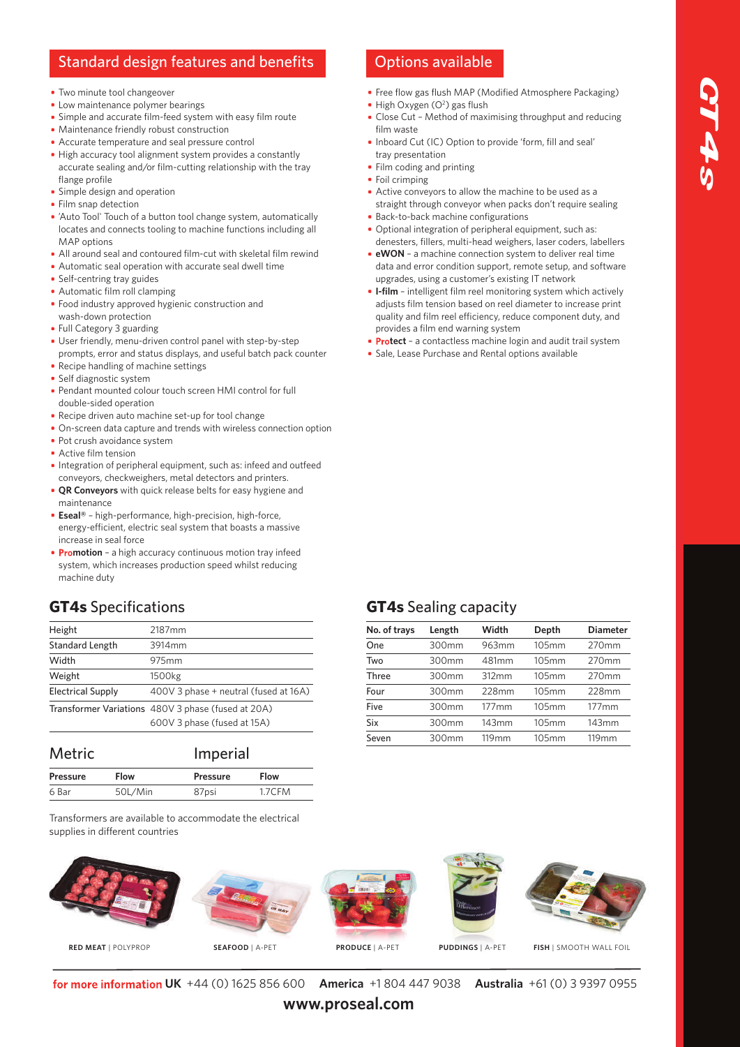## Standard design features and benefits

- Two minute tool changeover
- Low maintenance polymer bearings
- Simple and accurate film-feed system with easy film route
- Maintenance friendly robust construction
- Accurate temperature and seal pressure control
- High accuracy tool alignment system provides a constantly accurate sealing and/or film-cutting relationship with the tray flange profile
- Simple design and operation
- Film snap detection
- 'Auto Tool' Touch of a button tool change system, automatically locates and connects tooling to machine functions including all MAP options
- All around seal and contoured film-cut with skeletal film rewind
- Automatic seal operation with accurate seal dwell time
- Self-centring tray guides
- Automatic film roll clamping
- Food industry approved hygienic construction and wash-down protection
- Full Category 3 guarding
- User friendly, menu-driven control panel with step-by-step prompts, error and status displays, and useful batch pack counter
- Recipe handling of machine settings
- Self diagnostic system
- Pendant mounted colour touch screen HMI control for full double-sided operation
- Recipe driven auto machine set-up for tool change
- On-screen data capture and trends with wireless connection option
- Pot crush avoidance system
- Active film tension
- Integration of peripheral equipment, such as: infeed and outfeed conveyors, checkweighers, metal detectors and printers.
- **QR Conveyors** with quick release belts for easy hygiene and maintenance
- **Eseal®** – high-performance, high-precision, high-force, energy-efficient, electric seal system that boasts a massive increase in seal force
- **Promotion** – a high accuracy continuous motion tray infeed system, which increases production speed whilst reducing machine duty

## Options available

- Free flow gas flush MAP (Modified Atmosphere Packaging)
- High Oxygen ($O^2$) gas flush
- Close Cut – Method of maximising throughput and reducing film waste
- Inboard Cut (IC) Option to provide 'form, fill and seal' tray presentation
- Film coding and printing
- Foil crimping
- Active conveyors to allow the machine to be used as a straight through conveyor when packs don't require sealing
- Back-to-back machine configurations
- Optional integration of peripheral equipment, such as: denesters, fillers, multi-head weighers, laser coders, labellers
- **eWON** – a machine connection system to deliver real time data and error condition support, remote setup, and software upgrades, using a customer's existing IT network
- **I-film** – intelligent film reel monitoring system which actively adjusts film tension based on reel diameter to increase print quality and film reel efficiency, reduce component duty, and provides a film end warning system
- **Protect** – a contactless machine login and audit trail system
- Sale, Lease Purchase and Rental options available

## GT4s Specifications

| | |
|---|---|
| Height | 2187mm |
| Standard Length | 3914mm |
| Width | 975mm |
| Weight | 1500kg |
| Electrical Supply | 400V 3 phase + neutral (fused at 16A) |
| Transformer Variations | 480V 3 phase (fused at 20A)<br>600V 3 phase (fused at 15A) |

| Metric | | Imperial | |
|---|---|---|---|
| Pressure | Flow | Pressure | Flow |
| 6 Bar | 50L/Min | 87psi | 1.7CFM |

Transformers are available to accommodate the electrical supplies in different countries

## GT4s Sealing capacity

| No. of trays | Length | Width | Depth | Diameter |
|---|---|---|---|---|
| One | 300mm | 963mm | 105mm | 270mm |
| Two | 300mm | 481mm | 105mm | 270mm |
| Three | 300mm | 312mm | 105mm | 270mm |
| Four | 300mm | 228mm | 105mm | 228mm |
| Five | 300mm | 177mm | 105mm | 177mm |
| Six | 300mm | 143mm | 105mm | 143mm |
| Seven | 300mm | 119mm | 105mm | 119mm |

**RED MEAT** | POLYPROP

**SEAFOOD** | A-PET

**PRODUCE** | A-PET

**PUDDINGS** | A-PET

**FISH** | SMOOTH WALL FOIL

for more information **UK** +44 (0) 1625 856 600 **America** +1 804 447 9038 **Australia** +61 (0) 3 9397 0955

**www.proseal.com**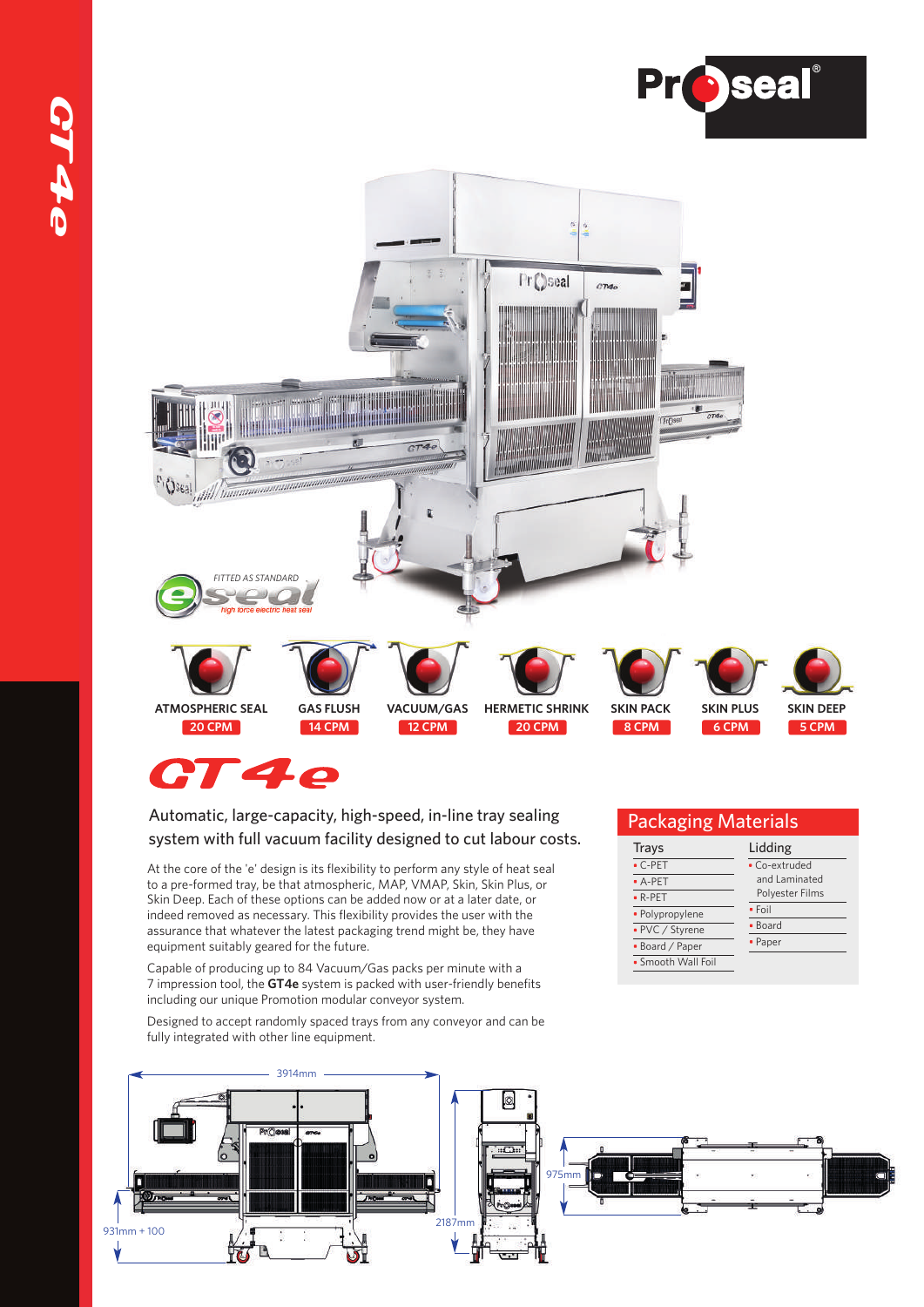# GT4e

Proseal®

FITTED AS STANDARD eseal high force electric heat seal

| ATMOSPHERIC SEAL | GAS FLUSH | VACUUM/GAS | HERMETIC SHRINK | SKIN PACK | SKIN PLUS | SKIN DEEP |
|---|---|---|---|---|---|---|
| 20 CPM | 14 CPM | 12 CPM | 20 CPM | 8 CPM | 6 CPM | 5 CPM |

## GT4e

Automatic, large-capacity, high-speed, in-line tray sealing system with full vacuum facility designed to cut labour costs.

At the core of the 'e' design is its flexibility to perform any style of heat seal to a pre-formed tray, be that atmospheric, MAP, VMAP, Skin, Skin Plus, or Skin Deep. Each of these options can be added now or at a later date, or indeed removed as necessary. This flexibility provides the user with the assurance that whatever the latest packaging trend might be, they have equipment suitably geared for the future.

Capable of producing up to 84 Vacuum/Gas packs per minute with a 7 impression tool, the **GT4e** system is packed with user-friendly benefits including our unique Promotion modular conveyor system.

Designed to accept randomly spaced trays from any conveyor and can be fully integrated with other line equipment.

## Packaging Materials

| Trays | Lidding |
|---|---|
| C-PET | Co-extruded and Laminated Polyester Films |
| A-PET | Foil |
| R-PET | Board |
| Polypropylene | Paper |
| PVC / Styrene | |
| Board / Paper | |
| Smooth Wall Foil | |

3914mm

931mm + 100

2187mm

975mm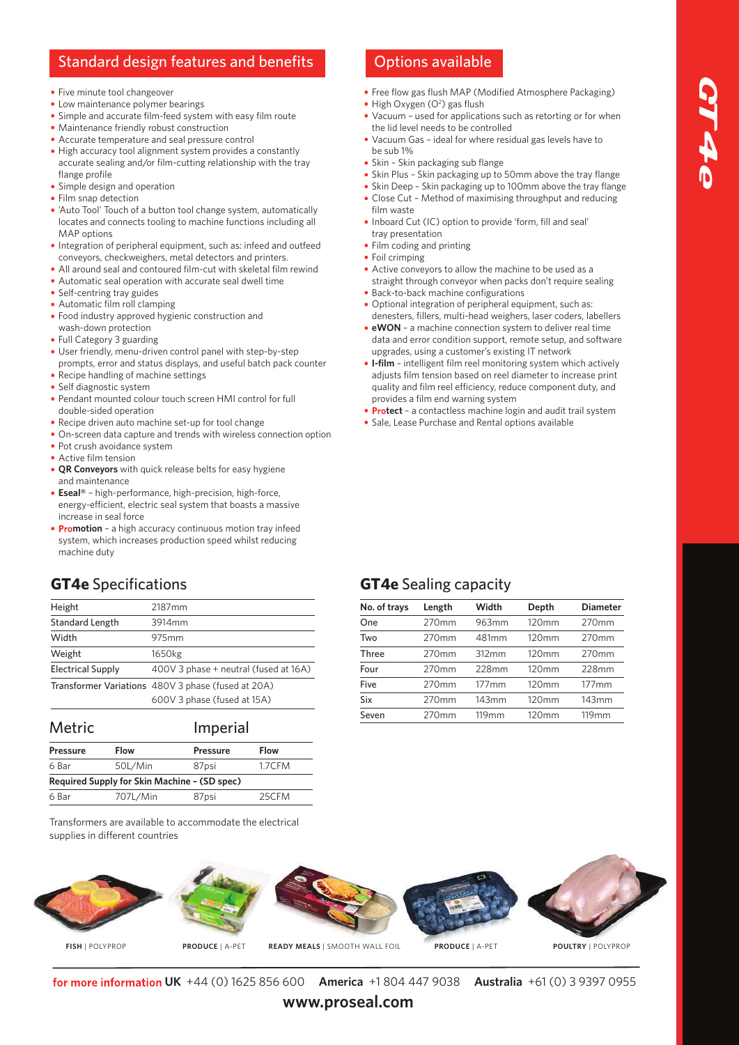## Standard design features and benefits

- Five minute tool changeover
- Low maintenance polymer bearings
- Simple and accurate film-feed system with easy film route
- Maintenance friendly robust construction
- Accurate temperature and seal pressure control
- High accuracy tool alignment system provides a constantly accurate sealing and/or film-cutting relationship with the tray flange profile
- Simple design and operation
- Film snap detection
- 'Auto Tool' Touch of a button tool change system, automatically locates and connects tooling to machine functions including all MAP options
- Integration of peripheral equipment, such as: infeed and outfeed conveyors, checkweighers, metal detectors and printers.
- All around seal and contoured film-cut with skeletal film rewind
- Automatic seal operation with accurate seal dwell time
- Self-centring tray guides
- Automatic film roll clamping
- Food industry approved hygienic construction and wash-down protection
- Full Category 3 guarding
- User friendly, menu-driven control panel with step-by-step prompts, error and status displays, and useful batch pack counter
- Recipe handling of machine settings
- Self diagnostic system
- Pendant mounted colour touch screen HMI control for full double-sided operation
- Recipe driven auto machine set-up for tool change
- On-screen data capture and trends with wireless connection option
- Pot crush avoidance system
- Active film tension
- **QR Conveyors** with quick release belts for easy hygiene and maintenance
- **Eseal®** – high-performance, high-precision, high-force, energy-efficient, electric seal system that boasts a massive increase in seal force
- **Promotion** – a high accuracy continuous motion tray infeed system, which increases production speed whilst reducing machine duty

## Options available

- Free flow gas flush MAP (Modified Atmosphere Packaging)
- High Oxygen ($O^2$) gas flush
- Vacuum – used for applications such as retorting or for when the lid level needs to be controlled
- Vacuum Gas – ideal for where residual gas levels have to be sub 1%
- Skin – Skin packaging sub flange
- Skin Plus – Skin packaging up to 50mm above the tray flange
- Skin Deep – Skin packaging up to 100mm above the tray flange
- Close Cut – Method of maximising throughput and reducing film waste
- Inboard Cut (IC) option to provide 'form, fill and seal' tray presentation
- Film coding and printing
- Foil crimping
- Active conveyors to allow the machine to be used as a straight through conveyor when packs don't require sealing
- Back-to-back machine configurations
- Optional integration of peripheral equipment, such as: denesters, fillers, multi-head weighers, laser coders, labellers
- **eWON** – a machine connection system to deliver real time data and error condition support, remote setup, and software upgrades, using a customer's existing IT network
- **I-film** – intelligent film reel monitoring system which actively adjusts film tension based on reel diameter to increase print quality and film reel efficiency, reduce component duty, and provides a film end warning system
- **Protect** – a contactless machine login and audit trail system
- Sale, Lease Purchase and Rental options available

## **GT4e** Specifications

| | |
|---|---|
| Height | 2187mm |
| Standard Length | 3914mm |
| Width | 975mm |
| Weight | 1650kg |
| Electrical Supply | 400V 3 phase + neutral (fused at 16A) |
| Transformer Variations | 480V 3 phase (fused at 20A) |
| | 600V 3 phase (fused at 15A) |

| Metric | | Imperial | |
|---|---|---|---|
| **Pressure** | **Flow** | **Pressure** | **Flow** |
| 6 Bar | 50L/Min | 87psi | 1.7CFM |
| **Required Supply for Skin Machine – (SD spec)** | | | |
| 6 Bar | 707L/Min | 87psi | 25CFM |

Transformers are available to accommodate the electrical supplies in different countries

## **GT4e** Sealing capacity

| No. of trays | Length | Width | Depth | Diameter |
|---|---|---|---|---|
| One | 270mm | 963mm | 120mm | 270mm |
| Two | 270mm | 481mm | 120mm | 270mm |
| Three | 270mm | 312mm | 120mm | 270mm |
| Four | 270mm | 228mm | 120mm | 228mm |
| Five | 270mm | 177mm | 120mm | 177mm |
| Six | 270mm | 143mm | 120mm | 143mm |
| Seven | 270mm | 119mm | 120mm | 119mm |

**FISH** | POLYPROP

**PRODUCE** | A-PET

**READY MEALS** | SMOOTH WALL FOIL

**PRODUCE** | A-PET

**POULTRY** | POLYPROP

**for more information UK** +44 (0) 1625 856 600 **America** +1 804 447 9038 **Australia** +61 (0) 3 9397 0955

**www.proseal.com**